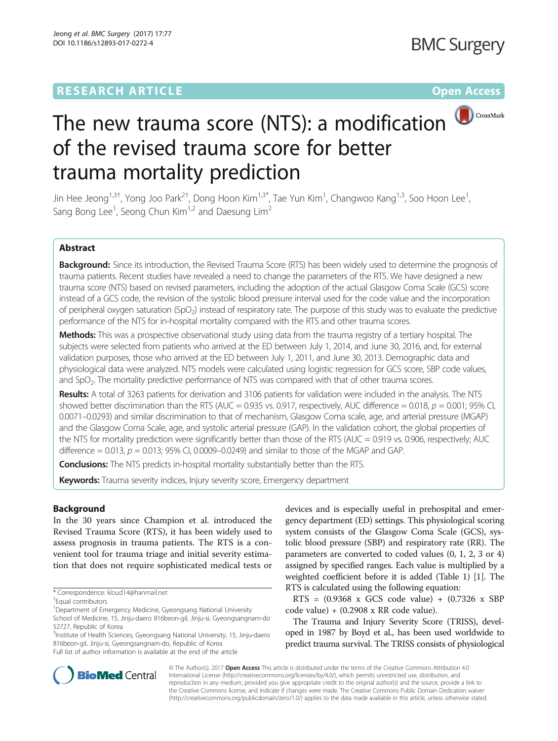RESEARCH ARTICLE

Open Access

# The new trauma score (NTS): a modification of the revised trauma score for better trauma mortality prediction

Jin Hee Jeong[1,3†], Yong Joo Park[2†], Dong Hoon Kim[1,3*], Tae Yun Kim[1], Changwoo Kang[1,3], Soo Hoon Lee[1], Sang Bong Lee[1], Seong Chun Kim[1,2] and Daesung Lim[2]

## Abstract

**Background:** Since its introduction, the Revised Trauma Score (RTS) has been widely used to determine the prognosis of trauma patients. Recent studies have revealed a need to change the parameters of the RTS. We have designed a new trauma score (NTS) based on revised parameters, including the adoption of the actual Glasgow Coma Scale (GCS) score instead of a GCS code, the revision of the systolic blood pressure interval used for the code value and the incorporation of peripheral oxygen saturation ($SpO_2$) instead of respiratory rate. The purpose of this study was to evaluate the predictive performance of the NTS for in-hospital mortality compared with the RTS and other trauma scores.

**Methods:** This was a prospective observational study using data from the trauma registry of a tertiary hospital. The subjects were selected from patients who arrived at the ED between July 1, 2014, and June 30, 2016, and, for external validation purposes, those who arrived at the ED between July 1, 2011, and June 30, 2013. Demographic data and physiological data were analyzed. NTS models were calculated using logistic regression for GCS score, SBP code values, and $SpO_2$. The mortality predictive performance of NTS was compared with that of other trauma scores.

**Results:** A total of 3263 patients for derivation and 3106 patients for validation were included in the analysis. The NTS showed better discrimination than the RTS (AUC = 0.935 vs. 0.917, respectively, AUC difference = 0.018, $p = 0.001$; 95% CI, 0.0071–0.0293) and similar discrimination to that of mechanism, Glasgow Coma scale, age, and arterial pressure (MGAP) and the Glasgow Coma Scale, age, and systolic arterial pressure (GAP). In the validation cohort, the global properties of the NTS for mortality prediction were significantly better than those of the RTS (AUC = 0.919 vs. 0.906, respectively; AUC difference = 0.013, $p = 0.013$; 95% CI, 0.0009–0.0249) and similar to those of the MGAP and GAP.

**Conclusions:** The NTS predicts in-hospital mortality substantially better than the RTS.

**Keywords:** Trauma severity indices, Injury severity score, Emergency department

## Background

In the 30 years since Champion et al. introduced the Revised Trauma Score (RTS), it has been widely used to assess prognosis in trauma patients. The RTS is a convenient tool for trauma triage and initial severity estimation that does not require sophisticated medical tests or devices and is especially useful in prehospital and emergency department (ED) settings. This physiological scoring system consists of the Glasgow Coma Scale (GCS), systolic blood pressure (SBP) and respiratory rate (RR). The parameters are converted to coded values (0, 1, 2, 3 or 4) assigned by specified ranges. Each value is multiplied by a weighted coefficient before it is added (Table 1) [1]. The RTS is calculated using the following equation:

RTS = (0.9368 x GCS code value) + (0.7326 x SBP code value) + (0.2908 x RR code value).

The Trauma and Injury Severity Score (TRISS), developed in 1987 by Boyd et al., has been used worldwide to predict trauma survival. The TRISS consists of physiological

\* Correspondence: kloud14@hanmail.net

†Equal contributors

[1]Department of Emergency Medicine, Gyeongsang National University School of Medicine, 15, Jinju-daero 816beon-gil, Jinju-si, Gyeongsangnam-do 52727, Republic of Korea

[3]Institute of Health Sciences, Gyeongsang National University, 15, Jinju-daero 816beon-gil, Jinju-si, Gyeongsangnam-do, Republic of Korea

Full list of author information is available at the end of the article

© The Author(s). 2017 **Open Access** This article is distributed under the terms of the Creative Commons Attribution 4.0 International License (http://creativecommons.org/licenses/by/4.0/), which permits unrestricted use, distribution, and reproduction in any medium, provided you give appropriate credit to the original author(s) and the source, provide a link to the Creative Commons license, and indicate if changes were made. The Creative Commons Public Domain Dedication waiver (http://creativecommons.org/publicdomain/zero/1.0/) applies to the data made available in this article, unless otherwise stated.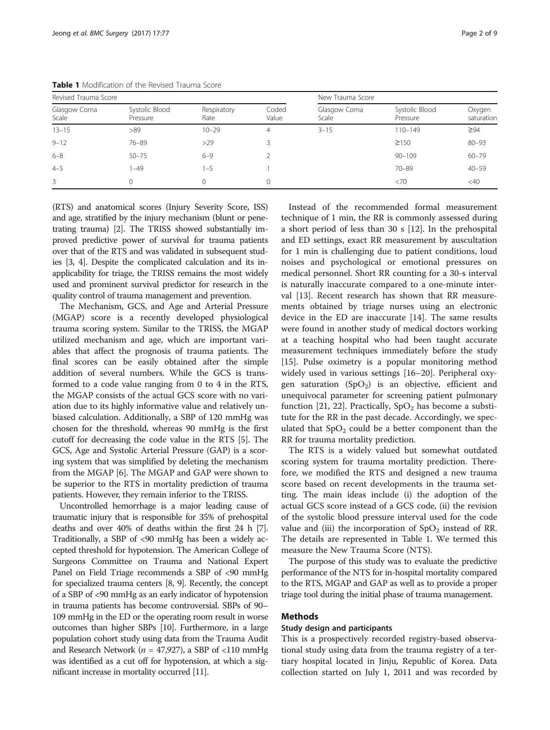**Table 1** Modification of the Revised Trauma Score

| Revised Trauma Score | | | | New Trauma Score | | |
|---|---|---|---|---|---|---|
| Glasgow Coma Scale | Systolic Blood Pressure | Respiratory Rate | Coded Value | Glasgow Coma Scale | Systolic Blood Pressure | Oxygen saturation |
| 13–15 | >89 | 10–29 | 4 | 3–15 | 110–149 | ≥94 |
| 9–12 | 76–89 | >29 | 3 | | ≥150 | 80–93 |
| 6–8 | 50–75 | 6–9 | 2 | | 90–109 | 60–79 |
| 4–5 | 1–49 | 1–5 | 1 | | 70–89 | 40–59 |
| 3 | 0 | 0 | 0 | | <70 | <40 |

(RTS) and anatomical scores (Injury Severity Score, ISS) and age, stratified by the injury mechanism (blunt or penetrating trauma) [2]. The TRISS showed substantially improved predictive power of survival for trauma patients over that of the RTS and was validated in subsequent studies [3, 4]. Despite the complicated calculation and its inapplicability for triage, the TRISS remains the most widely used and prominent survival predictor for research in the quality control of trauma management and prevention.

The Mechanism, GCS, and Age and Arterial Pressure (MGAP) score is a recently developed physiological trauma scoring system. Similar to the TRISS, the MGAP utilized mechanism and age, which are important variables that affect the prognosis of trauma patients. The final scores can be easily obtained after the simple addition of several numbers. While the GCS is transformed to a code value ranging from 0 to 4 in the RTS, the MGAP consists of the actual GCS score with no variation due to its highly informative value and relatively unbiased calculation. Additionally, a SBP of 120 mmHg was chosen for the threshold, whereas 90 mmHg is the first cutoff for decreasing the code value in the RTS [5]. The GCS, Age and Systolic Arterial Pressure (GAP) is a scoring system that was simplified by deleting the mechanism from the MGAP [6]. The MGAP and GAP were shown to be superior to the RTS in mortality prediction of trauma patients. However, they remain inferior to the TRISS.

Uncontrolled hemorrhage is a major leading cause of traumatic injury that is responsible for 35% of prehospital deaths and over 40% of deaths within the first 24 h [7]. Traditionally, a SBP of <90 mmHg has been a widely accepted threshold for hypotension. The American College of Surgeons Committee on Trauma and National Expert Panel on Field Triage recommends a SBP of <90 mmHg for specialized trauma centers [8, 9]. Recently, the concept of a SBP of <90 mmHg as an early indicator of hypotension in trauma patients has become controversial. SBPs of 90–109 mmHg in the ED or the operating room result in worse outcomes than higher SBPs [10]. Furthermore, in a large population cohort study using data from the Trauma Audit and Research Network ($n$ = 47,927), a SBP of <110 mmHg was identified as a cut off for hypotension, at which a significant increase in mortality occurred [11].

Instead of the recommended formal measurement technique of 1 min, the RR is commonly assessed during a short period of less than 30 s [12]. In the prehospital and ED settings, exact RR measurement by auscultation for 1 min is challenging due to patient conditions, loud noises and psychological or emotional pressures on medical personnel. Short RR counting for a 30-s interval is naturally inaccurate compared to a one-minute interval [13]. Recent research has shown that RR measurements obtained by triage nurses using an electronic device in the ED are inaccurate [14]. The same results were found in another study of medical doctors working at a teaching hospital who had been taught accurate measurement techniques immediately before the study [15]. Pulse oximetry is a popular monitoring method widely used in various settings [16–20]. Peripheral oxygen saturation ($SpO_2$) is an objective, efficient and unequivocal parameter for screening patient pulmonary function [21, 22]. Practically, $SpO_2$ has become a substitute for the RR in the past decade. Accordingly, we speculated that $SpO_2$ could be a better component than the RR for trauma mortality prediction.

The RTS is a widely valued but somewhat outdated scoring system for trauma mortality prediction. Therefore, we modified the RTS and designed a new trauma score based on recent developments in the trauma setting. The main ideas include (i) the adoption of the actual GCS score instead of a GCS code, (ii) the revision of the systolic blood pressure interval used for the code value and (iii) the incorporation of $SpO_2$ instead of RR. The details are represented in Table 1. We termed this measure the New Trauma Score (NTS).

The purpose of this study was to evaluate the predictive performance of the NTS for in-hospital mortality compared to the RTS, MGAP and GAP as well as to provide a proper triage tool during the initial phase of trauma management.

## Methods

### Study design and participants

This is a prospectively recorded registry-based observational study using data from the trauma registry of a tertiary hospital located in Jinju, Republic of Korea. Data collection started on July 1, 2011 and was recorded by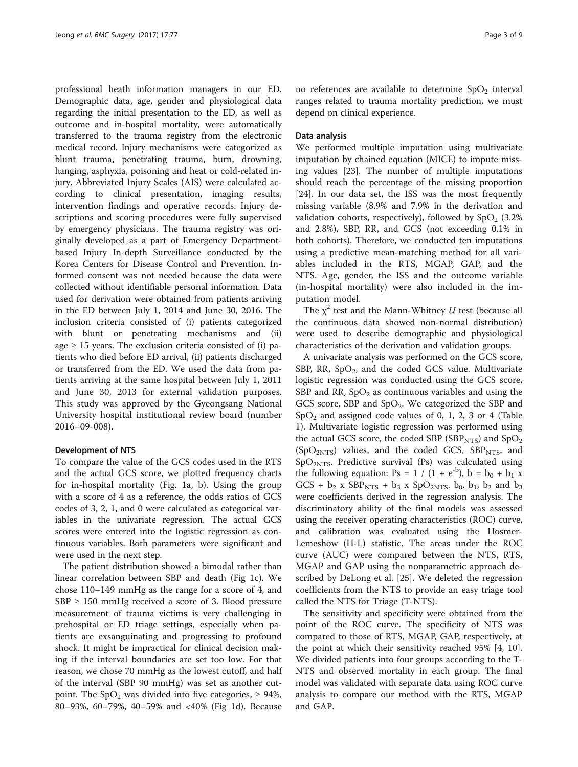professional heath information managers in our ED. Demographic data, age, gender and physiological data regarding the initial presentation to the ED, as well as outcome and in-hospital mortality, were automatically transferred to the trauma registry from the electronic medical record. Injury mechanisms were categorized as blunt trauma, penetrating trauma, burn, drowning, hanging, asphyxia, poisoning and heat or cold-related injury. Abbreviated Injury Scales (AIS) were calculated according to clinical presentation, imaging results, intervention findings and operative records. Injury descriptions and scoring procedures were fully supervised by emergency physicians. The trauma registry was originally developed as a part of Emergency Department-based Injury In-depth Surveillance conducted by the Korea Centers for Disease Control and Prevention. Informed consent was not needed because the data were collected without identifiable personal information. Data used for derivation were obtained from patients arriving in the ED between July 1, 2014 and June 30, 2016. The inclusion criteria consisted of (i) patients categorized with blunt or penetrating mechanisms and (ii) age ≥ 15 years. The exclusion criteria consisted of (i) patients who died before ED arrival, (ii) patients discharged or transferred from the ED. We used the data from patients arriving at the same hospital between July 1, 2011 and June 30, 2013 for external validation purposes. This study was approved by the Gyeongsang National University hospital institutional review board (number 2016–09-008).

### Development of NTS

To compare the value of the GCS codes used in the RTS and the actual GCS score, we plotted frequency charts for in-hospital mortality (Fig. 1a, b). Using the group with a score of 4 as a reference, the odds ratios of GCS codes of 3, 2, 1, and 0 were calculated as categorical variables in the univariate regression. The actual GCS scores were entered into the logistic regression as continuous variables. Both parameters were significant and were used in the next step.

The patient distribution showed a bimodal rather than linear correlation between SBP and death (Fig 1c). We chose 110–149 mmHg as the range for a score of 4, and SBP ≥ 150 mmHg received a score of 3. Blood pressure measurement of trauma victims is very challenging in prehospital or ED triage settings, especially when patients are exsanguinating and progressing to profound shock. It might be impractical for clinical decision making if the interval boundaries are set too low. For that reason, we chose 70 mmHg as the lowest cutoff, and half of the interval (SBP 90 mmHg) was set as another cutpoint. The $SpO_2$ was divided into five categories, ≥ 94%, 80–93%, 60–79%, 40–59% and <40% (Fig 1d). Because no references are available to determine $SpO_2$ interval ranges related to trauma mortality prediction, we must depend on clinical experience.

### Data analysis

We performed multiple imputation using multivariate imputation by chained equation (MICE) to impute missing values [23]. The number of multiple imputations should reach the percentage of the missing proportion [24]. In our data set, the ISS was the most frequently missing variable (8.9% and 7.9% in the derivation and validation cohorts, respectively), followed by $SpO_2$ (3.2% and 2.8%), SBP, RR, and GCS (not exceeding 0.1% in both cohorts). Therefore, we conducted ten imputations using a predictive mean-matching method for all variables included in the RTS, MGAP, GAP, and the NTS. Age, gender, the ISS and the outcome variable (in-hospital mortality) were also included in the imputation model.

The $\chi^2$ test and the Mann-Whitney $U$ test (because all the continuous data showed non-normal distribution) were used to describe demographic and physiological characteristics of the derivation and validation groups.

A univariate analysis was performed on the GCS score, SBP, RR, $SpO_2$, and the coded GCS value. Multivariate logistic regression was conducted using the GCS score, SBP and RR, $SpO_2$ as continuous variables and using the GCS score, SBP and $SpO_2$. We categorized the SBP and $SpO_2$ and assigned code values of 0, 1, 2, 3 or 4 (Table 1). Multivariate logistic regression was performed using the actual GCS score, the coded SBP ($SBP_{NTS}$) and $SpO_2$ ($SpO_{2NTS}$) values, and the coded GCS, $SBP_{NTS}$, and $SpO_{2NTS}$. Predictive survival (Ps) was calculated using the following equation: $Ps = 1 / (1 + e^{-b})$, $b = b_0 + b_1 \times GCS + b_2 \times SBP_{NTS} + b_3 \times SpO_{2NTS}$. $b_0$, $b_1$, $b_2$ and $b_3$ were coefficients derived in the regression analysis. The discriminatory ability of the final models was assessed using the receiver operating characteristics (ROC) curve, and calibration was evaluated using the Hosmer-Lemeshow (H-L) statistic. The areas under the ROC curve (AUC) were compared between the NTS, RTS, MGAP and GAP using the nonparametric approach described by DeLong et al. [25]. We deleted the regression coefficients from the NTS to provide an easy triage tool called the NTS for Triage (T-NTS).

The sensitivity and specificity were obtained from the point of the ROC curve. The specificity of NTS was compared to those of RTS, MGAP, GAP, respectively, at the point at which their sensitivity reached 95% [4, 10]. We divided patients into four groups according to the T-NTS and observed mortality in each group. The final model was validated with separate data using ROC curve analysis to compare our method with the RTS, MGAP and GAP.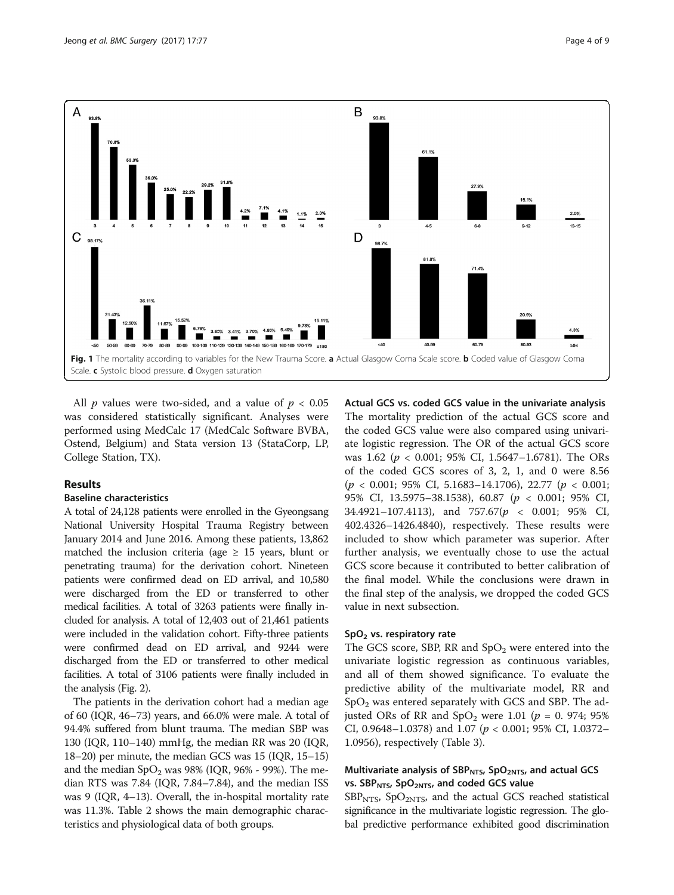Fig. 1 The mortality according to variables for the New Trauma Score. **a** Actual Glasgow Coma Scale score. **b** Coded value of Glasgow Coma Scale. **c** Systolic blood pressure. **d** Oxygen saturation

All *p* values were two-sided, and a value of $p < 0.05$ was considered statistically significant. Analyses were performed using MedCalc 17 (MedCalc Software BVBA, Ostend, Belgium) and Stata version 13 (StataCorp, LP, College Station, TX).

## Results

### Baseline characteristics

A total of 24,128 patients were enrolled in the Gyeongsang National University Hospital Trauma Registry between January 2014 and June 2016. Among these patients, 13,862 matched the inclusion criteria (age ≥ 15 years, blunt or penetrating trauma) for the derivation cohort. Nineteen patients were confirmed dead on ED arrival, and 10,580 were discharged from the ED or transferred to other medical facilities. A total of 3263 patients were finally included for analysis. A total of 12,403 out of 21,461 patients were included in the validation cohort. Fifty-three patients were confirmed dead on ED arrival, and 9244 were discharged from the ED or transferred to other medical facilities. A total of 3106 patients were finally included in the analysis (Fig. 2).

The patients in the derivation cohort had a median age of 60 (IQR, 46–73) years, and 66.0% were male. A total of 94.4% suffered from blunt trauma. The median SBP was 130 (IQR, 110–140) mmHg, the median RR was 20 (IQR, 18–20) per minute, the median GCS was 15 (IQR, 15–15) and the median $SpO_2$ was 98% (IQR, 96% - 99%). The median RTS was 7.84 (IQR, 7.84–7.84), and the median ISS was 9 (IQR, 4–13). Overall, the in-hospital mortality rate was 11.3%. Table 2 shows the main demographic characteristics and physiological data of both groups.

### Actual GCS vs. coded GCS value in the univariate analysis

The mortality prediction of the actual GCS score and the coded GCS value were also compared using univariate logistic regression. The OR of the actual GCS score was 1.62 ($p < 0.001$; 95% CI, 1.5647–1.6781). The ORs of the coded GCS scores of 3, 2, 1, and 0 were 8.56 ($p < 0.001$; 95% CI, 5.1683–14.1706), 22.77 ($p < 0.001$; 95% CI, 13.5975–38.1538), 60.87 ($p < 0.001$; 95% CI, 34.4921–107.4113), and 757.67($p < 0.001$; 95% CI, 402.4326–1426.4840), respectively. These results were included to show which parameter was superior. After further analysis, we eventually chose to use the actual GCS score because it contributed to better calibration of the final model. While the conclusions were drawn in the final step of the analysis, we dropped the coded GCS value in next subsection.

### $SpO_2$ vs. respiratory rate

The GCS score, SBP, RR and $SpO_2$ were entered into the univariate logistic regression as continuous variables, and all of them showed significance. To evaluate the predictive ability of the multivariate model, RR and $SpO_2$ was entered separately with GCS and SBP. The adjusted ORs of RR and $SpO_2$ were 1.01 ($p$ = 0. 974; 95% CI, 0.9648–1.0378) and 1.07 ($p < 0.001$; 95% CI, 1.0372–1.0956), respectively (Table 3).

### Multivariate analysis of $SBP_{NTS}$, $SpO_{2NTS}$, and actual GCS vs. $SBP_{NTS}$, $SpO_{2NTS}$, and coded GCS value

$SBP_{NTS}$, $SpO_{2NTS}$, and the actual GCS reached statistical significance in the multivariate logistic regression. The global predictive performance exhibited good discrimination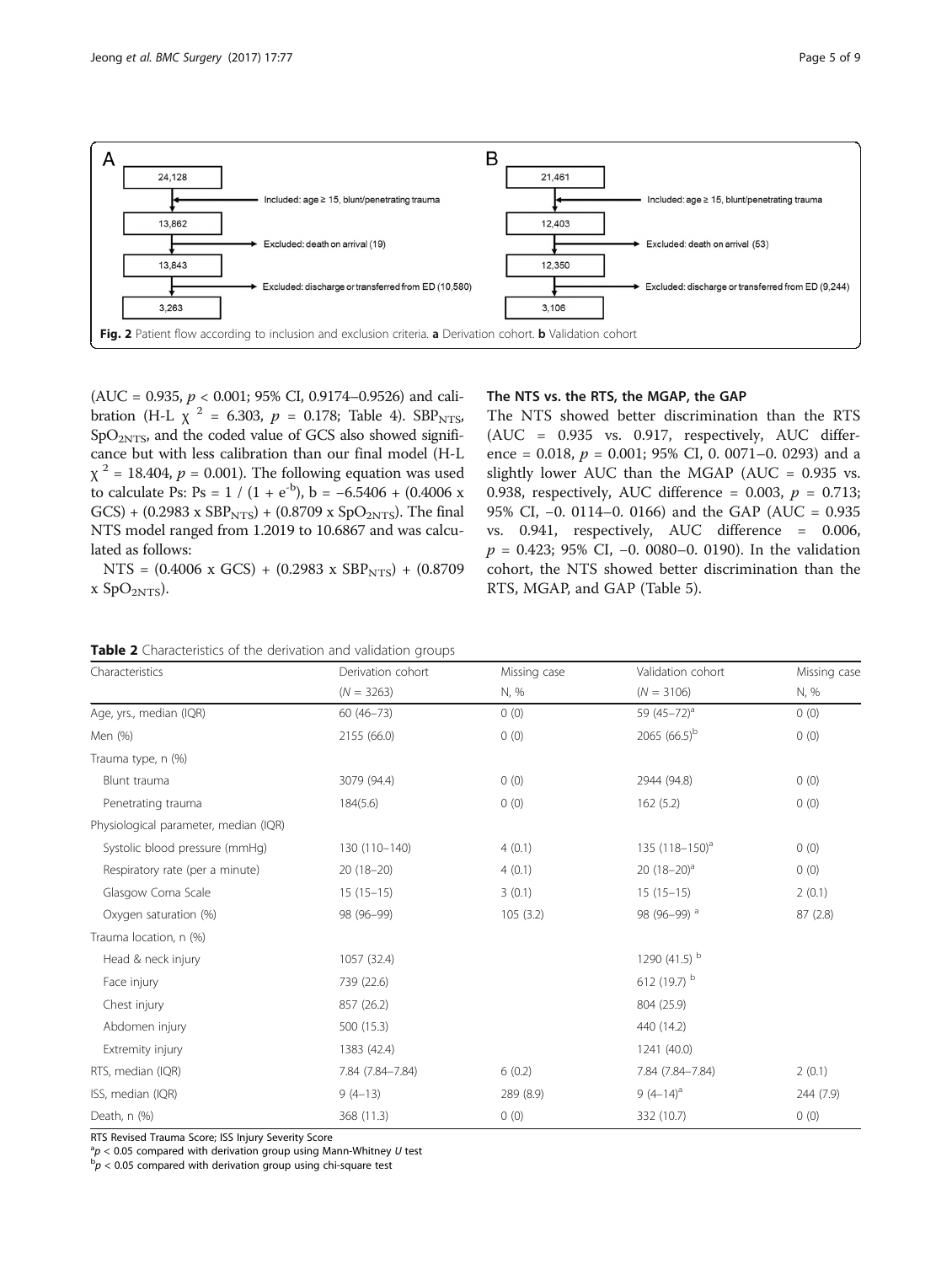A

| 24,128 |
|---|

Included: age ≥ 15, blunt/penetrating trauma

| 13,862 |
|---|

Excluded: death on arrival (19)

| 13,843 |
|---|

Excluded: discharge or transferred from ED (10,580)

| 3,263 |
|---|

B

| 21,461 |
|---|

Included: age ≥ 15, blunt/penetrating trauma

| 12,403 |
|---|

Excluded: death on arrival (53)

| 12,350 |
|---|

Excluded: discharge or transferred from ED (9,244)

| 3,106 |
|---|

**Fig. 2** Patient flow according to inclusion and exclusion criteria. **a** Derivation cohort. **b** Validation cohort

(AUC = 0.935, $p < 0.001$; 95% CI, 0.9174–0.9526) and calibration (H-L $\chi^2 = 6.303$, $p = 0.178$; Table 4). $SBP_{NTS}$, $SpO_{2NTS}$, and the coded value of GCS also showed significance but with less calibration than our final model (H-L $\chi^2 = 18.404$, $p = 0.001$). The following equation was used to calculate Ps: $Ps = 1 / (1 + e^{-b})$, $b = -6.5406 + (0.4006 \times GCS) + (0.2983 \times SBP_{NTS}) + (0.8709 \times SpO_{2NTS})$. The final NTS model ranged from 1.2019 to 10.6867 and was calculated as follows:

$NTS = (0.4006 \times GCS) + (0.2983 \times SBP_{NTS}) + (0.8709 \times SpO_{2NTS})$.

### The NTS vs. the RTS, the MGAP, the GAP

The NTS showed better discrimination than the RTS (AUC = 0.935 vs. 0.917, respectively, AUC difference = 0.018, $p = 0.001$; 95% CI, 0. 0071–0. 0293) and a slightly lower AUC than the MGAP (AUC = 0.935 vs. 0.938, respectively, AUC difference = 0.003, $p = 0.713$; 95% CI, −0. 0114–0. 0166) and the GAP (AUC = 0.935 vs. 0.941, respectively, AUC difference = 0.006, $p = 0.423$; 95% CI, −0. 0080–0. 0190). In the validation cohort, the NTS showed better discrimination than the RTS, MGAP, and GAP (Table 5).

**Table 2** Characteristics of the derivation and validation groups

| Characteristics | Derivation cohort (N = 3263) | Missing case N, % | Validation cohort (N = 3106) | Missing case N, % |
|---|---|---|---|---|
| Age, yrs., median (IQR) | 60 (46–73) | 0 (0) | 59 (45–72)[a] | 0 (0) |
| Men (%) | 2155 (66.0) | 0 (0) | 2065 (66.5)[b] | 0 (0) |
| Trauma type, n (%) | | | | |
| Blunt trauma | 3079 (94.4) | 0 (0) | 2944 (94.8) | 0 (0) |
| Penetrating trauma | 184(5.6) | 0 (0) | 162 (5.2) | 0 (0) |
| Physiological parameter, median (IQR) | | | | |
| Systolic blood pressure (mmHg) | 130 (110–140) | 4 (0.1) | 135 (118–150)[a] | 0 (0) |
| Respiratory rate (per a minute) | 20 (18–20) | 4 (0.1) | 20 (18–20)[a] | 0 (0) |
| Glasgow Coma Scale | 15 (15–15) | 3 (0.1) | 15 (15–15) | 2 (0.1) |
| Oxygen saturation (%) | 98 (96–99) | 105 (3.2) | 98 (96–99) [a] | 87 (2.8) |
| Trauma location, n (%) | | | | |
| Head & neck injury | 1057 (32.4) | | 1290 (41.5) [b] | |
| Face injury | 739 (22.6) | | 612 (19.7) [b] | |
| Chest injury | 857 (26.2) | | 804 (25.9) | |
| Abdomen injury | 500 (15.3) | | 440 (14.2) | |
| Extremity injury | 1383 (42.4) | | 1241 (40.0) | |
| RTS, median (IQR) | 7.84 (7.84–7.84) | 6 (0.2) | 7.84 (7.84–7.84) | 2 (0.1) |
| ISS, median (IQR) | 9 (4–13) | 289 (8.9) | 9 (4–14)[a] | 244 (7.9) |
| Death, n (%) | 368 (11.3) | 0 (0) | 332 (10.7) | 0 (0) |

RTS Revised Trauma Score; ISS Injury Severity Score

[a] $p < 0.05$ compared with derivation group using Mann-Whitney *U* test

[b] $p < 0.05$ compared with derivation group using chi-square test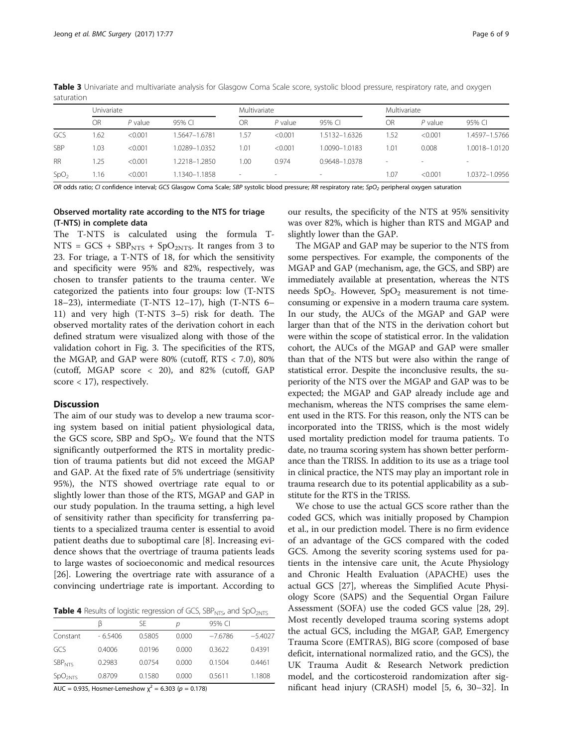**Table 3** Univariate and multivariate analysis for Glasgow Coma Scale score, systolic blood pressure, respiratory rate, and oxygen saturation

| | Univariate | | | Multivariate | | | Multivariate | | |
|---|---|---|---|---|---|---|---|---|---|
| | OR | *P* value | 95% CI | OR | *P* value | 95% CI | OR | *P* value | 95% CI |
| GCS | 1.62 | <0.001 | 1.5647–1.6781 | 1.57 | <0.001 | 1.5132–1.6326 | 1.52 | <0.001 | 1.4597–1.5766 |
| SBP | 1.03 | <0.001 | 1.0289–1.0352 | 1.01 | <0.001 | 1.0090–1.0183 | 1.01 | 0.008 | 1.0018–1.0120 |
| RR | 1.25 | <0.001 | 1.2218–1.2850 | 1.00 | 0.974 | 0.9648–1.0378 | - | - | - |
| $SpO_2$ | 1.16 | <0.001 | 1.1340–1.1858 | - | - | - | 1.07 | <0.001 | 1.0372–1.0956 |

*OR* odds ratio; *CI* confidence interval; *GCS* Glasgow Coma Scale; *SBP* systolic blood pressure; *RR* respiratory rate; *$SpO_2$* peripheral oxygen saturation

### Observed mortality rate according to the NTS for triage (T-NTS) in complete data

The T-NTS is calculated using the formula T-NTS = GCS + $SBP_{NTS}$ + $SpO_{2NTS}$. It ranges from 3 to 23. For triage, a T-NTS of 18, for which the sensitivity and specificity were 95% and 82%, respectively, was chosen to transfer patients to the trauma center. We categorized the patients into four groups: low (T-NTS 18–23), intermediate (T-NTS 12–17), high (T-NTS 6–11) and very high (T-NTS 3–5) risk for death. The observed mortality rates of the derivation cohort in each defined stratum were visualized along with those of the validation cohort in Fig. 3. The specificities of the RTS, the MGAP, and GAP were 80% (cutoff, RTS < 7.0), 80% (cutoff, MGAP score < 20), and 82% (cutoff, GAP score < 17), respectively.

## Discussion

The aim of our study was to develop a new trauma scoring system based on initial patient physiological data, the GCS score, SBP and $SpO_2$. We found that the NTS significantly outperformed the RTS in mortality prediction of trauma patients but did not exceed the MGAP and GAP. At the fixed rate of 5% undertriage (sensitivity 95%), the NTS showed overtriage rate equal to or slightly lower than those of the RTS, MGAP and GAP in our study population. In the trauma setting, a high level of sensitivity rather than specificity for transferring patients to a specialized trauma center is essential to avoid patient deaths due to suboptimal care [8]. Increasing evidence shows that the overtriage of trauma patients leads to large wastes of socioeconomic and medical resources [26]. Lowering the overtriage rate with assurance of a convincing undertriage rate is important. According to our results, the specificity of the NTS at 95% sensitivity was over 82%, which is higher than RTS and MGAP and slightly lower than the GAP.

**Table 4** Results of logistic regression of GCS, $SBP_{NTS}$, and $SpO_{2NTS}$

| | β | SE | *p* | 95% CI | |
|---|---|---|---|---|---|
| Constant | - 6.5406 | 0.5805 | 0.000 | −7.6786 | −5.4027 |
| GCS | 0.4006 | 0.0196 | 0.000 | 0.3622 | 0.4391 |
| $SBP_{NTS}$ | 0.2983 | 0.0754 | 0.000 | 0.1504 | 0.4461 |
| $SpO_{2NTS}$ | 0.8709 | 0.1580 | 0.000 | 0.5611 | 1.1808 |

AUC = 0.935, Hosmer-Lemeshow $\chi^2$ = 6.303 ($p$ = 0.178)

The MGAP and GAP may be superior to the NTS from some perspectives. For example, the components of the MGAP and GAP (mechanism, age, the GCS, and SBP) are immediately available at presentation, whereas the NTS needs $SpO_2$. However, $SpO_2$ measurement is not time-consuming or expensive in a modern trauma care system. In our study, the AUCs of the MGAP and GAP were larger than that of the NTS in the derivation cohort but were within the scope of statistical error. In the validation cohort, the AUCs of the MGAP and GAP were smaller than that of the NTS but were also within the range of statistical error. Despite the inconclusive results, the superiority of the NTS over the MGAP and GAP was to be expected; the MGAP and GAP already include age and mechanism, whereas the NTS comprises the same element used in the RTS. For this reason, only the NTS can be incorporated into the TRISS, which is the most widely used mortality prediction model for trauma patients. To date, no trauma scoring system has shown better performance than the TRISS. In addition to its use as a triage tool in clinical practice, the NTS may play an important role in trauma research due to its potential applicability as a substitute for the RTS in the TRISS.

We chose to use the actual GCS score rather than the coded GCS, which was initially proposed by Champion et al., in our prediction model. There is no firm evidence of an advantage of the GCS compared with the coded GCS. Among the severity scoring systems used for patients in the intensive care unit, the Acute Physiology and Chronic Health Evaluation (APACHE) uses the actual GCS [27], whereas the Simplified Acute Physiology Score (SAPS) and the Sequential Organ Failure Assessment (SOFA) use the coded GCS value [28, 29]. Most recently developed trauma scoring systems adopt the actual GCS, including the MGAP, GAP, Emergency Trauma Score (EMTRAS), BIG score (composed of base deficit, international normalized ratio, and the GCS), the UK Trauma Audit & Research Network prediction model, and the corticosteroid randomization after significant head injury (CRASH) model [5, 6, 30–32]. In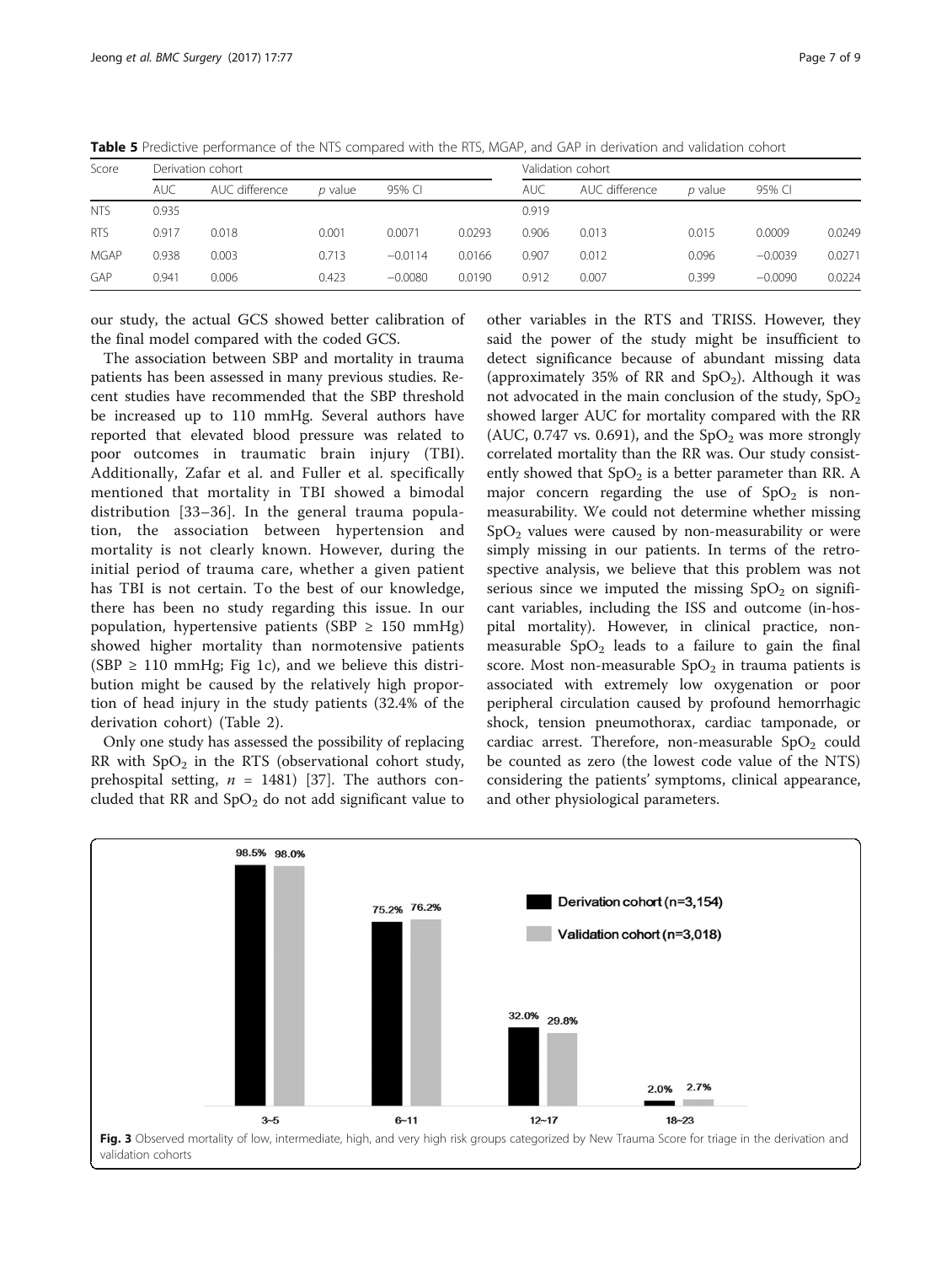**Table 5** Predictive performance of the NTS compared with the RTS, MGAP, and GAP in derivation and validation cohort

| Score | Derivation cohort | | | | | Validation cohort | | | | |
|---|---|---|---|---|---|---|---|---|---|---|
| | AUC | AUC difference | *p* value | 95% CI | | AUC | AUC difference | *p* value | 95% CI | |
| NTS | 0.935 | | | | | 0.919 | | | | |
| RTS | 0.917 | 0.018 | 0.001 | 0.0071 | 0.0293 | 0.906 | 0.013 | 0.015 | 0.0009 | 0.0249 |
| MGAP | 0.938 | 0.003 | 0.713 | −0.0114 | 0.0166 | 0.907 | 0.012 | 0.096 | −0.0039 | 0.0271 |
| GAP | 0.941 | 0.006 | 0.423 | −0.0080 | 0.0190 | 0.912 | 0.007 | 0.399 | −0.0090 | 0.0224 |

our study, the actual GCS showed better calibration of the final model compared with the coded GCS.

The association between SBP and mortality in trauma patients has been assessed in many previous studies. Recent studies have recommended that the SBP threshold be increased up to 110 mmHg. Several authors have reported that elevated blood pressure was related to poor outcomes in traumatic brain injury (TBI). Additionally, Zafar et al. and Fuller et al. specifically mentioned that mortality in TBI showed a bimodal distribution [33–36]. In the general trauma population, the association between hypertension and mortality is not clearly known. However, during the initial period of trauma care, whether a given patient has TBI is not certain. To the best of our knowledge, there has been no study regarding this issue. In our population, hypertensive patients (SBP ≥ 150 mmHg) showed higher mortality than normotensive patients (SBP ≥ 110 mmHg; Fig 1c), and we believe this distribution might be caused by the relatively high proportion of head injury in the study patients (32.4% of the derivation cohort) (Table 2).

Only one study has assessed the possibility of replacing RR with $SpO_2$ in the RTS (observational cohort study, prehospital setting, $n$ = 1481) [37]. The authors concluded that RR and $SpO_2$ do not add significant value to other variables in the RTS and TRISS. However, they said the power of the study might be insufficient to detect significance because of abundant missing data (approximately 35% of RR and $SpO_2$). Although it was not advocated in the main conclusion of the study, $SpO_2$ showed larger AUC for mortality compared with the RR (AUC, 0.747 vs. 0.691), and the $SpO_2$ was more strongly correlated mortality than the RR was. Our study consistently showed that $SpO_2$ is a better parameter than RR. A major concern regarding the use of $SpO_2$ is non-measurability. We could not determine whether missing $SpO_2$ values were caused by non-measurability or were simply missing in our patients. In terms of the retrospective analysis, we believe that this problem was not serious since we imputed the missing $SpO_2$ on significant variables, including the ISS and outcome (in-hospital mortality). However, in clinical practice, non-measurable $SpO_2$ leads to a failure to gain the final score. Most non-measurable $SpO_2$ in trauma patients is associated with extremely low oxygenation or poor peripheral circulation caused by profound hemorrhagic shock, tension pneumothorax, cardiac tamponade, or cardiac arrest. Therefore, non-measurable $SpO_2$ could be counted as zero (the lowest code value of the NTS) considering the patients' symptoms, clinical appearance, and other physiological parameters.

**Fig. 3** Observed mortality of low, intermediate, high, and very high risk groups categorized by New Trauma Score for triage in the derivation and validation cohorts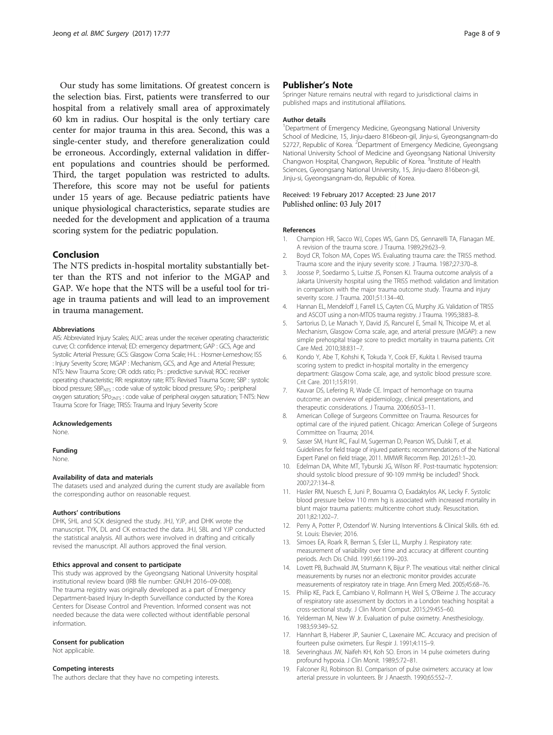Our study has some limitations. Of greatest concern is the selection bias. First, patients were transferred to our hospital from a relatively small area of approximately 60 km in radius. Our hospital is the only tertiary care center for major trauma in this area. Second, this was a single-center study, and therefore generalization could be erroneous. Accordingly, external validation in different populations and countries should be performed. Third, the target population was restricted to adults. Therefore, this score may not be useful for patients under 15 years of age. Because pediatric patients have unique physiological characteristics, separate studies are needed for the development and application of a trauma scoring system for the pediatric population.

## Conclusion

The NTS predicts in-hospital mortality substantially better than the RTS and not inferior to the MGAP and GAP. We hope that the NTS will be a useful tool for triage in trauma patients and will lead to an improvement in trauma management.

#### Abbreviations

AIS: Abbreviated Injury Scales; AUC: areas under the receiver operating characteristic curve; CI: confidence interval; ED: emergency department; GAP : GCS, Age and Systolic Arterial Pressure; GCS: Glasgow Coma Scale; H-L : Hosmer-Lemeshow; ISS : Injury Severity Score; MGAP : Mechanism, GCS, and Age and Arterial Pressure; NTS: New Trauma Score; OR: odds ratio; Ps : predictive survival; ROC: receiver operating characteristic; RR: respiratory rate; RTS: Revised Trauma Score; SBP : systolic blood pressure; $SBP_{NTS}$ : code value of systolic blood pressure; $SPo_2$ : peripheral oxygen saturation; $SPo_{2NTS}$ : code value of peripheral oxygen saturation; T-NTS: New Trauma Score for Triage; TRISS: Trauma and Injury Severity Score

#### Acknowledgements

None.

#### Funding

None.

#### Availability of data and materials

The datasets used and analyzed during the current study are available from the corresponding author on reasonable request.

#### Authors' contributions

DHK, SHL and SCK designed the study. JHJ, YJP, and DHK wrote the manuscript. TYK, DL and CK extracted the data. JHJ, SBL and YJP conducted the statistical analysis. All authors were involved in drafting and critically revised the manuscript. All authors approved the final version.

#### Ethics approval and consent to participate

This study was approved by the Gyeongsang National University hospital institutional review board (IRB file number: GNUH 2016–09-008). The trauma registry was originally developed as a part of Emergency Department-based Injury In-depth Surveillance conducted by the Korea Centers for Disease Control and Prevention. Informed consent was not needed because the data were collected without identifiable personal information.

#### Consent for publication

Not applicable.

#### Competing interests

The authors declare that they have no competing interests.

## Publisher's Note

Springer Nature remains neutral with regard to jurisdictional claims in published maps and institutional affiliations.

#### Author details

[1]Department of Emergency Medicine, Gyeongsang National University School of Medicine, 15, Jinju-daero 816beon-gil, Jinju-si, Gyeongsangnam-do 52727, Republic of Korea. [2]Department of Emergency Medicine, Gyeongsang National University School of Medicine and Gyeongsang National University Changwon Hospital, Changwon, Republic of Korea. [3]Institute of Health Sciences, Gyeongsang National University, 15, Jinju-daero 816beon-gil, Jinju-si, Gyeongsangnam-do, Republic of Korea.

Received: 19 February 2017 Accepted: 23 June 2017
Published online: 03 July 2017

#### References

1. Champion HR, Sacco WJ, Copes WS, Gann DS, Gennarelli TA, Flanagan ME. A revision of the trauma score. J Trauma. 1989;29:623–9.
2. Boyd CR, Tolson MA, Copes WS. Evaluating trauma care: the TRISS method. Trauma score and the injury severity score. J Trauma. 1987;27:370–8.
3. Joosse P, Soedarmo S, Luitse JS, Ponsen KJ. Trauma outcome analysis of a Jakarta University hospital using the TRISS method: validation and limitation in comparison with the major trauma outcome study. Trauma and injury severity score. J Trauma. 2001;51:134–40.
4. Hannan EL, Mendeloff J, Farrell LS, Cayten CG, Murphy JG. Validation of TRISS and ASCOT using a non-MTOS trauma registry. J Trauma. 1995;38:83–8.
5. Sartorius D, Le Manach Y, David JS, Rancurel E, Smail N, Thicoipe M, et al. Mechanism, Glasgow Coma scale, age, and arterial pressure (MGAP): a new simple prehospital triage score to predict mortality in trauma patients. Crit Care Med. 2010;38:831–7.
6. Kondo Y, Abe T, Kohshi K, Tokuda Y, Cook EF, Kukita I. Revised trauma scoring system to predict in-hospital mortality in the emergency department: Glasgow Coma scale, age, and systolic blood pressure score. Crit Care. 2011;15:R191.
7. Kauvar DS, Lefering R, Wade CE. Impact of hemorrhage on trauma outcome: an overview of epidemiology, clinical presentations, and therapeutic considerations. J Trauma. 2006;60:S3–11.
8. American College of Surgeons Committee on Trauma. Resources for optimal care of the injured patient. Chicago: American College of Surgeons Committee on Trauma; 2014.
9. Sasser SM, Hunt RC, Faul M, Sugerman D, Pearson WS, Dulski T, et al. Guidelines for field triage of injured patients: recommendations of the National Expert Panel on field triage, 2011. MMWR Recomm Rep. 2012;61:1–20.
10. Edelman DA, White MT, Tyburski JG, Wilson RF. Post-traumatic hypotension: should systolic blood pressure of 90-109 mmHg be included? Shock. 2007;27:134–8.
11. Hasler RM, Nuesch E, Juni P, Bouamra O, Exadaktylos AK, Lecky F. Systolic blood pressure below 110 mm hg is associated with increased mortality in blunt major trauma patients: multicentre cohort study. Resuscitation. 2011;82:1202–7.
12. Perry A, Potter P, Ostendorf W. Nursing Interventions & Clinical Skills. 6th ed. St. Louis: Elsevier; 2016.
13. Simoes EA, Roark R, Berman S, Esler LL, Murphy J. Respiratory rate: measurement of variability over time and accuracy at different counting periods. Arch Dis Child. 1991;66:1199–203.
14. Lovett PB, Buchwald JM, Sturmann K, Bijur P. The vexatious vital: neither clinical measurements by nurses nor an electronic monitor provides accurate measurements of respiratory rate in triage. Ann Emerg Med. 2005;45:68–76.
15. Philip KE, Pack E, Cambiano V, Rollmann H, Weil S, O'Beirne J. The accuracy of respiratory rate assessment by doctors in a London teaching hospital: a cross-sectional study. J Clin Monit Comput. 2015;29:455–60.
16. Yelderman M, New W Jr. Evaluation of pulse oximetry. Anesthesiology. 1983;59:349–52.
17. Hannhart B, Haberer JP, Saunier C, Laxenaire MC. Accuracy and precision of fourteen pulse oximeters. Eur Respir J. 1991;4:115–9.
18. Severinghaus JW, Naifeh KH, Koh SO. Errors in 14 pulse oximeters during profound hypoxia. J Clin Monit. 1989;5:72–81.
19. Falconer RJ, Robinson BJ. Comparison of pulse oximeters: accuracy at low arterial pressure in volunteers. Br J Anaesth. 1990;65:552–7.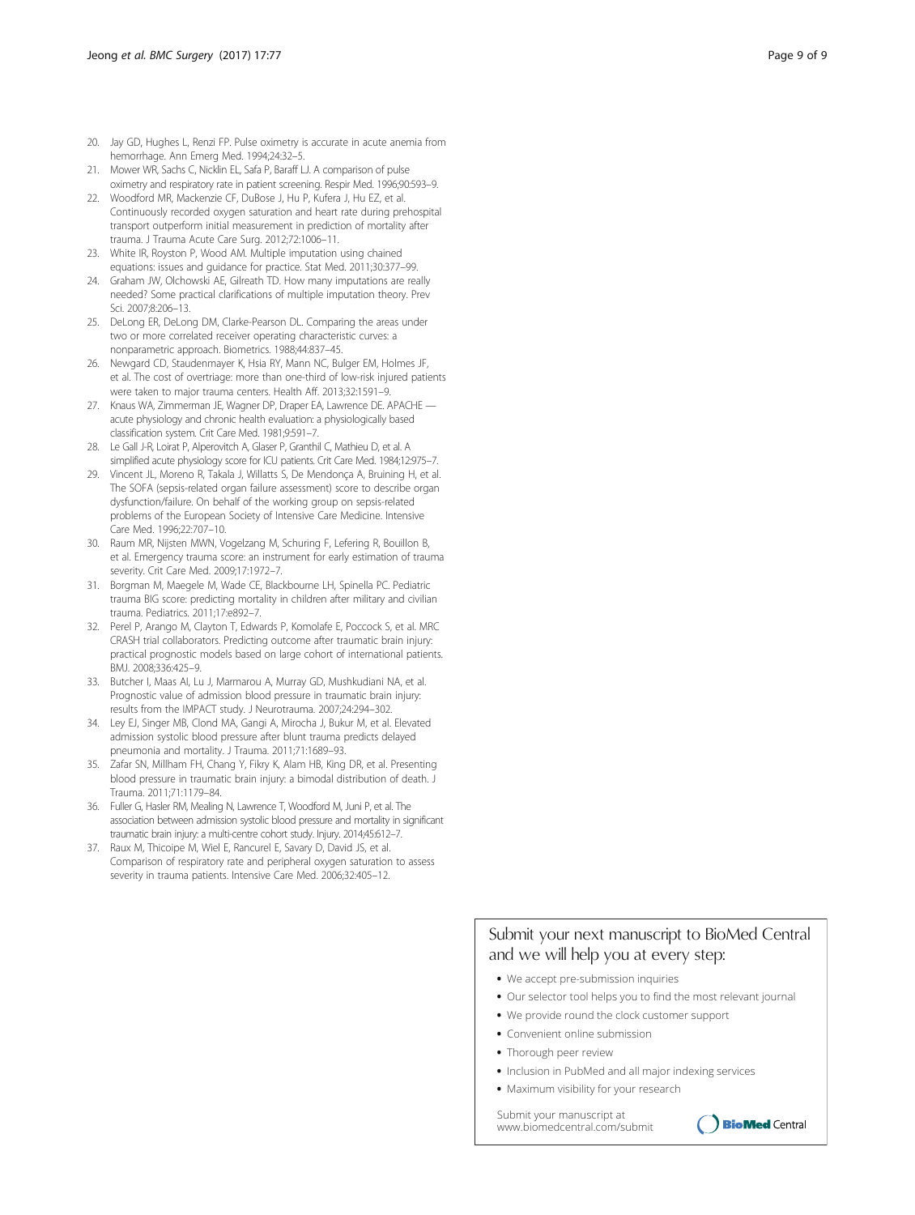20. Jay GD, Hughes L, Renzi FP. Pulse oximetry is accurate in acute anemia from hemorrhage. Ann Emerg Med. 1994;24:32–5.
21. Mower WR, Sachs C, Nicklin EL, Safa P, Baraff LJ. A comparison of pulse oximetry and respiratory rate in patient screening. Respir Med. 1996;90:593–9.
22. Woodford MR, Mackenzie CF, DuBose J, Hu P, Kufera J, Hu EZ, et al. Continuously recorded oxygen saturation and heart rate during prehospital transport outperform initial measurement in prediction of mortality after trauma. J Trauma Acute Care Surg. 2012;72:1006–11.
23. White IR, Royston P, Wood AM. Multiple imputation using chained equations: issues and guidance for practice. Stat Med. 2011;30:377–99.
24. Graham JW, Olchowski AE, Gilreath TD. How many imputations are really needed? Some practical clarifications of multiple imputation theory. Prev Sci. 2007;8:206–13.
25. DeLong ER, DeLong DM, Clarke-Pearson DL. Comparing the areas under two or more correlated receiver operating characteristic curves: a nonparametric approach. Biometrics. 1988;44:837–45.
26. Newgard CD, Staudenmayer K, Hsia RY, Mann NC, Bulger EM, Holmes JF, et al. The cost of overtriage: more than one-third of low-risk injured patients were taken to major trauma centers. Health Aff. 2013;32:1591–9.
27. Knaus WA, Zimmerman JE, Wagner DP, Draper EA, Lawrence DE. APACHE — acute physiology and chronic health evaluation: a physiologically based classification system. Crit Care Med. 1981;9:591–7.
28. Le Gall J-R, Loirat P, Alperovitch A, Glaser P, Granthil C, Mathieu D, et al. A simplified acute physiology score for ICU patients. Crit Care Med. 1984;12:975–7.
29. Vincent JL, Moreno R, Takala J, Willatts S, De Mendonça A, Bruining H, et al. The SOFA (sepsis-related organ failure assessment) score to describe organ dysfunction/failure. On behalf of the working group on sepsis-related problems of the European Society of Intensive Care Medicine. Intensive Care Med. 1996;22:707–10.
30. Raum MR, Nijsten MWN, Vogelzang M, Schuring F, Lefering R, Bouillon B, et al. Emergency trauma score: an instrument for early estimation of trauma severity. Crit Care Med. 2009;17:1972–7.
31. Borgman M, Maegele M, Wade CE, Blackbourne LH, Spinella PC. Pediatric trauma BIG score: predicting mortality in children after military and civilian trauma. Pediatrics. 2011;17:e892–7.
32. Perel P, Arango M, Clayton T, Edwards P, Komolafe E, Poccock S, et al. MRC CRASH trial collaborators. Predicting outcome after traumatic brain injury: practical prognostic models based on large cohort of international patients. BMJ. 2008;336:425–9.
33. Butcher I, Maas AI, Lu J, Marmarou A, Murray GD, Mushkudiani NA, et al. Prognostic value of admission blood pressure in traumatic brain injury: results from the IMPACT study. J Neurotrauma. 2007;24:294–302.
34. Ley EJ, Singer MB, Clond MA, Gangi A, Mirocha J, Bukur M, et al. Elevated admission systolic blood pressure after blunt trauma predicts delayed pneumonia and mortality. J Trauma. 2011;71:1689–93.
35. Zafar SN, Millham FH, Chang Y, Fikry K, Alam HB, King DR, et al. Presenting blood pressure in traumatic brain injury: a bimodal distribution of death. J Trauma. 2011;71:1179–84.
36. Fuller G, Hasler RM, Mealing N, Lawrence T, Woodford M, Juni P, et al. The association between admission systolic blood pressure and mortality in significant traumatic brain injury: a multi-centre cohort study. Injury. 2014;45:612–7.
37. Raux M, Thicoipe M, Wiel E, Rancurel E, Savary D, David JS, et al. Comparison of respiratory rate and peripheral oxygen saturation to assess severity in trauma patients. Intensive Care Med. 2006;32:405–12.

Submit your next manuscript to BioMed Central and we will help you at every step:

- We accept pre-submission inquiries
- Our selector tool helps you to find the most relevant journal
- We provide round the clock customer support
- Convenient online submission
- Thorough peer review
- Inclusion in PubMed and all major indexing services
- Maximum visibility for your research

Submit your manuscript at
www.biomedcentral.com/submit

BioMed Central